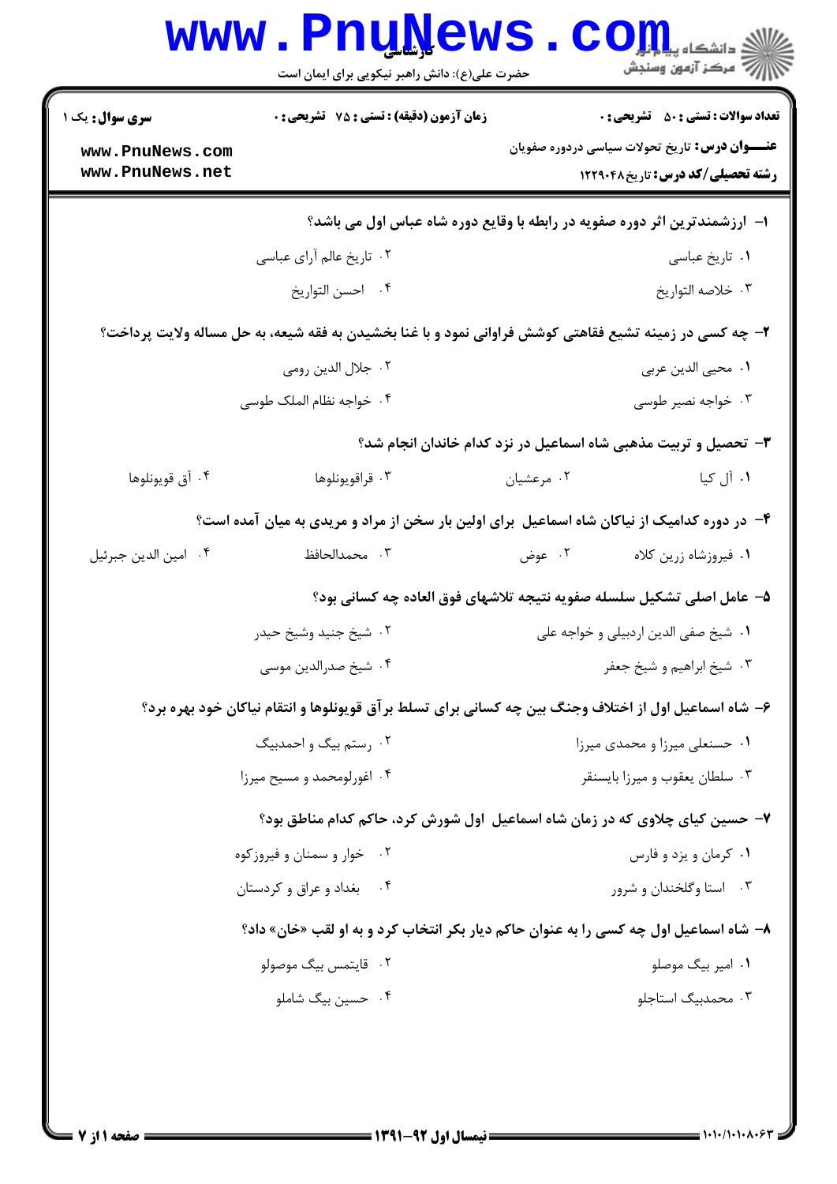حضرت علی(ع): دانش راهبر نیکویی برای ایمان است

**سری سوال:** یک ۱

**زمان آزمون (دقیقه) : تستی : ۷۵ تشریحی : ۰**

**تعداد سوالات : تستی : ۵۰ تشریحی : ۰**

**عنـــوان درس:** تاریخ تحولات سیاسی دردوره صفویان

**رشته تحصیلی/کد درس:** تاریخ۱۲۲۹۰۴۸

۱- ارزشمندترین اثر دوره صفویه در رابطه با وقایع دوره شاه عباس اول می باشد؟

۱. تاریخ عباسی
۲. تاریخ عالم آرای عباسی
۳. خلاصه التواریخ
۴. احسن التواریخ

۲- چه کسی در زمینه تشیع فقاهتی کوشش فراوانی نمود و با غنا بخشیدن به فقه شیعه، به حل مساله ولایت پرداخت؟

۱. محیی الدین عربی
۲. جلال الدین رومی
۳. خواجه نصیر طوسی
۴. خواجه نظام الملک طوسی

۳- تحصیل و تربیت مذهبی شاه اسماعیل در نزد کدام خاندان انجام شد؟

۱. آل کیا
۲. مرعشیان
۳. قراقویونلوها
۴. آق قویونلوها

۴- در دوره کدامیک از نیاکان شاه اسماعیل برای اولین بار سخن از مراد و مریدی به میان آمده است؟

۱. فیروزشاه زرین کلاه
۲. عوض
۳. محمدالحافظ
۴. امین الدین جبرئیل

۵- عامل اصلی تشکیل سلسله صفویه نتیجه تلاشهای فوق العاده چه کسانی بود؟

۱. شیخ صفی الدین اردبیلی و خواجه علی
۲. شیخ جنید وشیخ حیدر
۳. شیخ ابراهیم و شیخ جعفر
۴. شیخ صدرالدین موسی

۶- شاه اسماعیل اول از اختلاف وجنگ بین چه کسانی برای تسلط برآق قویونلوها و انتقام نیاکان خود بهره برد؟

۱. حسنعلی میرزا و محمدی میرزا
۲. رستم بیگ و احمدبیگ
۳. سلطان یعقوب و میرزا بایسنقر
۴. اغورلومحمد و مسیح میرزا

۷- حسین کیای چلاوی که در زمان شاه اسماعیل اول شورش کرد، حاکم کدام مناطق بود؟

۱. کرمان و یزد و فارس
۲. خوار و سمنان و فیروزکوه
۳. استا وگلخندان و شرور
۴. بغداد و عراق و کردستان

۸- شاه اسماعیل اول چه کسی را به عنوان حاکم دیار بکر انتخاب کرد و به او لقب «خان» داد؟

۱. امیر بیگ موصلو
۲. قایتمس بیگ موصولو
۳. محمدبیگ استاجلو
۴. حسین بیگ شاملو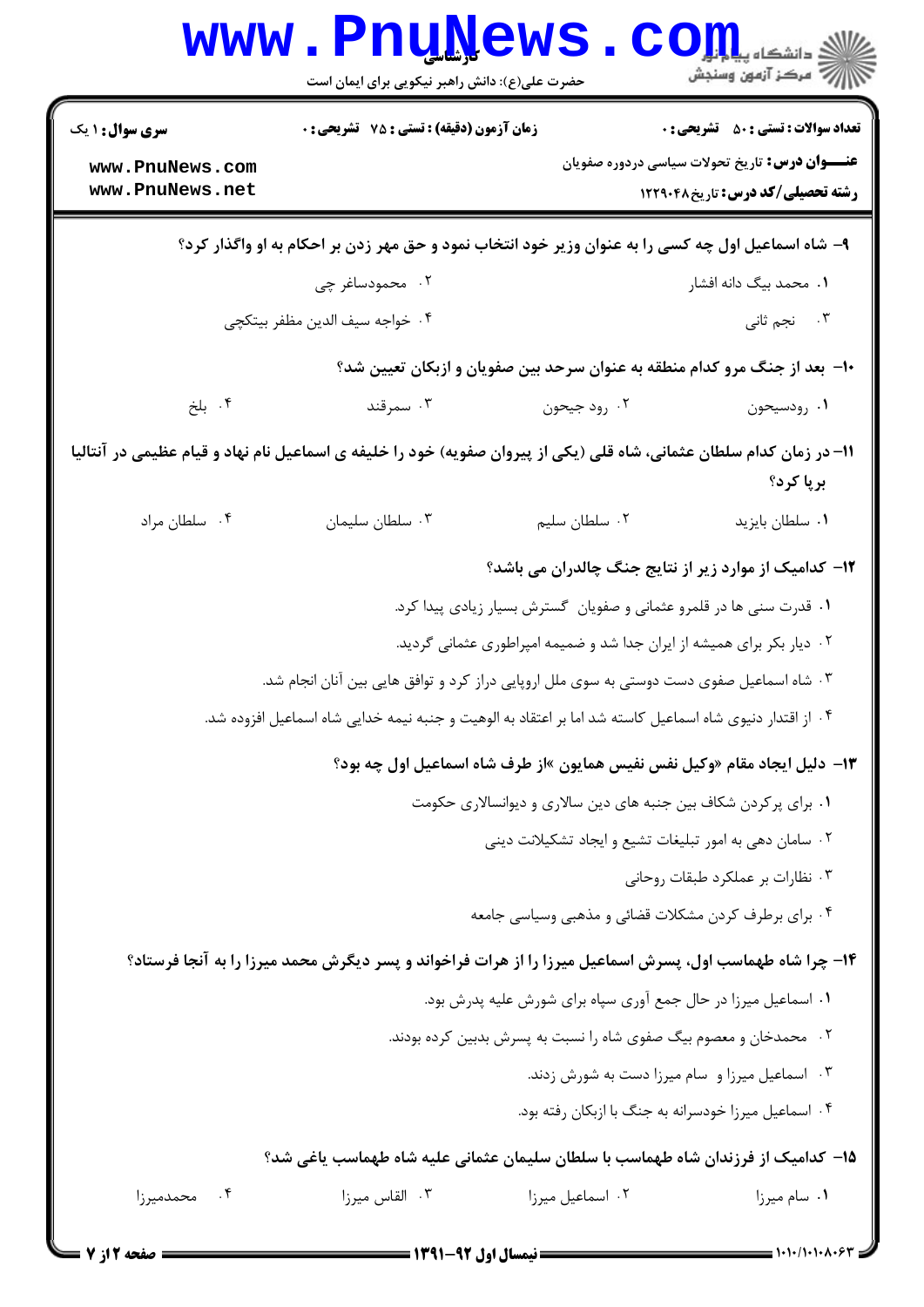۹- شاه اسماعیل اول چه کسی را به عنوان وزیر خود انتخاب نمود و حق مهر زدن بر احکام به او واگذار کرد؟

۱. محمد بیگ دانه افشار
۲. محمودساغر چی
۳. نجم ثانی
۴. خواجه سیف الدین مظفر بیتکچی

۱۰- بعد از جنگ مرو کدام منطقه به عنوان سرحد بین صفویان و ازبکان تعیین شد؟

۱. رودسیحون
۲. رود جیحون
۳. سمرقند
۴. بلخ

۱۱- در زمان کدام سلطان عثمانی، شاه قلی (یکی از پیروان صفویه) خود را خلیفه ی اسماعیل نام نهاد و قیام عظیمی در آنتالیا برپا کرد؟

۱. سلطان بایزید
۲. سلطان سلیم
۳. سلطان سلیمان
۴. سلطان مراد

۱۲- کدامیک از موارد زیر از نتایج جنگ چالدران می باشد؟

۱. قدرت سنی ها در قلمرو عثمانی و صفویان گسترش بسیار زیادی پیدا کرد.
۲. دیار بکر برای همیشه از ایران جدا شد و ضمیمه امپراطوری عثمانی گردید.
۳. شاه اسماعیل صفوی دست دوستی به سوی ملل اروپایی دراز کرد و توافق هایی بین آنان انجام شد.
۴. از اقتدار دنیوی شاه اسماعیل کاسته شد اما بر اعتقاد به الوهیت و جنبه نیمه خدایی شاه اسماعیل افزوده شد.

۱۳- دلیل ایجاد مقام «وکیل نفس نفیس همایون »از طرف شاه اسماعیل اول چه بود؟

۱. برای پرکردن شکاف بین جنبه های دین سالاری و دیوانسالاری حکومت
۲. سامان دهی به امور تبلیغات تشیع و ایجاد تشکیلات دینی
۳. نظارات بر عملکرد طبقات روحانی
۴. برای برطرف کردن مشکلات قضائی و مذهبی وسیاسی جامعه

۱۴- چرا شاه طهماسب اول، پسرش اسماعیل میرزا را از هرات فراخواند و پسر دیگرش محمد میرزا را به آنجا فرستاد؟

۱. اسماعیل میرزا در حال جمع آوری سپاه برای شورش علیه پدرش بود.
۲. محمدخان و معصوم بیگ صفوی شاه را نسبت به پسرش بدبین کرده بودند.
۳. اسماعیل میرزا و سام میرزا دست به شورش زدند.
۴. اسماعیل میرزا خودسرانه به جنگ با ازبکان رفته بود.

۱۵- کدامیک از فرزندان شاه طهماسب با سلطان سلیمان عثمانی علیه شاه طهماسب یاغی شد؟

۱. سام میرزا
۲. اسماعیل میرزا
۳. القاس میرزا
۴. محمدمیرزا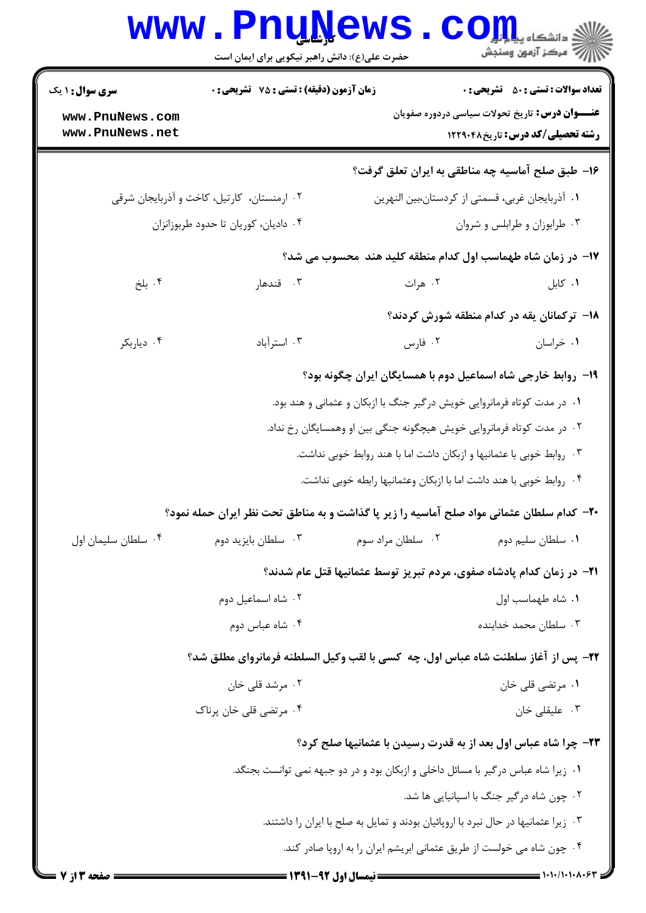۱۶- طبق صلح آماسیه چه مناطقی به ایران تعلق گرفت؟

۱. آذربایجان غربی، قسمتی از کردستان،بین النهرین
۲. ارمنستان، کارتیل، کاخت و آذربایجان شرقی
۳. طرابوزان و طرابلس و شروان
۴. دادیان، کوریان تا حدود طربوزانزان

۱۷- در زمان شاه طهماسب اول کدام منطقه کلید هند محسوب می شد؟

۱. کابل
۲. هرات
۳. قندهار
۴. بلخ

۱۸- ترکمانان یقه در کدام منطقه شورش کردند؟

۱. خراسان
۲. فارس
۳. استرآباد
۴. دیاربکر

۱۹- روابط خارجی شاه اسماعیل دوم با همسایگان ایران چگونه بود؟

۱. در مدت کوتاه فرمانروایی خویش درگیر جنگ با ازبکان و عثمانی و هند بود.
۲. در مدت کوتاه فرمانروایی خویش هیچگونه جنگی بین او وهمسایگان رخ نداد.
۳. روابط خوبی با عثمانیها و ازبکان داشت اما با هند روابط خوبی نداشت.
۴. روابط خوبی با هند داشت اما با ازبکان وعثمانیها رابطه خوبی نداشت.

۲۰- کدام سلطان عثمانی مواد صلح آماسیه را زیر پا گذاشت و به مناطق تحت نظر ایران حمله نمود؟

۱. سلطان سلیم دوم
۲. سلطان مراد سوم
۳. سلطان بایزید دوم
۴. سلطان سلیمان اول

۲۱- در زمان کدام پادشاه صفوی، مردم تبریز توسط عثمانیها قتل عام شدند؟

۱. شاه طهماسب اول
۲. شاه اسماعیل دوم
۳. سلطان محمد خدابنده
۴. شاه عباس دوم

۲۲- پس از آغاز سلطنت شاه عباس اول، چه کسی با لقب وکیل السلطنه فرمانروای مطلق شد؟

۱. مرتضی قلی خان
۲. مرشد قلی خان
۳. علیقلی خان
۴. مرتضی قلی خان پرناک

۲۳- چرا شاه عباس اول بعد از به قدرت رسیدن با عثمانیها صلح کرد؟

۱. زیرا شاه عباس درگیر با مسائل داخلی و ازبکان بود و در دو جبهه نمی توانست بجنگد.
۲. چون شاه درگیر جنگ با اسپانیایی ها شد.
۳. زیرا عثمانیها در حال نبرد با اروپائیان بودند و تمایل به صلح با ایران را داشتند.
۴. چون شاه می خولست از طریق عثمانی ابریشم ایران را به اروپا صادر کند.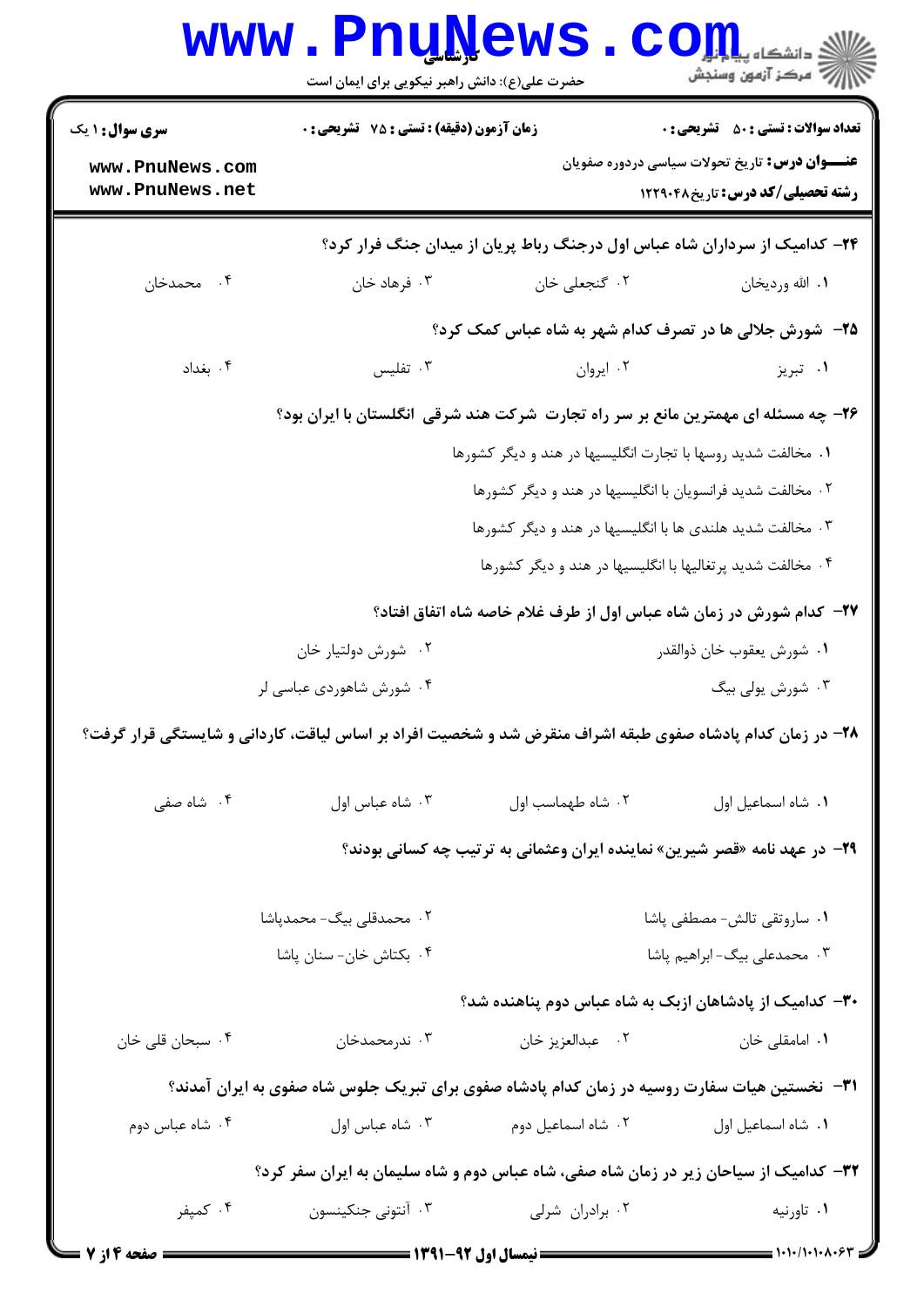**سری سوال:** ۱ یک | **زمان آزمون (دقیقه) : تستی :** ۷۵ **تشریحی :** ۰ | **تعداد سوالات : تستی :** ۵۰ **تشریحی :** ۰

**عنـــوان درس:** تاریخ تحولات سیاسی دردوره صفویان

**رشته تحصیلی/کد درس:** تاریخ ۱۲۲۹۰۴۸

۲۴- کدامیک از سرداران شاه عباس اول درجنگ رباط پریان از میدان جنگ فرار کرد؟

۱. الله وردیخان
۲. گنجعلی خان
۳. فرهاد خان
۴. محمدخان

۲۵- شورش جلالی ها در تصرف کدام شهر به شاه عباس کمک کرد؟

۱. تبریز
۲. ایروان
۳. تفلیس
۴. بغداد

۲۶- چه مسئله ای مهمترین مانع بر سر راه تجارت شرکت هند شرقی انگلستان با ایران بود؟

۱. مخالفت شدید روسها با تجارت انگلیسیها در هند و دیگر کشورها
۲. مخالفت شدید فرانسویان با انگلیسیها در هند و دیگر کشورها
۳. مخالفت شدید هلندی ها با انگلیسیها در هند و دیگر کشورها
۴. مخالفت شدید پرتغالیها با انگلیسیها در هند و دیگر کشورها

۲۷- کدام شورش در زمان شاه عباس اول از طرف غلام خاصه شاه اتفاق افتاد؟

۱. شورش یعقوب خان ذوالقدر
۲. شورش دولتیار خان
۳. شورش یولی بیگ
۴. شورش شاهوردی عباسی لر

۲۸- در زمان کدام پادشاه صفوی طبقه اشراف منقرض شد و شخصیت افراد بر اساس لیاقت، کاردانی و شایستگی قرار گرفت؟

۱. شاه اسماعیل اول
۲. شاه طهماسب اول
۳. شاه عباس اول
۴. شاه صفی

۲۹- در عهد نامه «قصر شیرین» نماینده ایران وعثمانی به ترتیب چه کسانی بودند؟

۱. ساروتقی تالش- مصطفی پاشا
۲. محمدقلی بیگ- محمدپاشا
۳. محمدعلی بیگ- ابراهیم پاشا
۴. بکتاش خان- سنان پاشا

۳۰- کدامیک از پادشاهان ازبک به شاه عباس دوم پناهنده شد؟

۱. امامقلی خان
۲. عبدالعزیز خان
۳. ندرمحمدخان
۴. سبحان قلی خان

۳۱- نخستین هیات سفارت روسیه در زمان کدام پادشاه صفوی برای تبریک جلوس شاه صفوی به ایران آمدند؟

۱. شاه اسماعیل اول
۲. شاه اسماعیل دوم
۳. شاه عباس اول
۴. شاه عباس دوم

۳۲- کدامیک از سیاحان زیر در زمان شاه صفی، شاه عباس دوم و شاه سلیمان به ایران سفر کرد؟

۱. تاورنیه
۲. برادران شرلی
۳. آنتونی جنکینسون
۴. کمپفر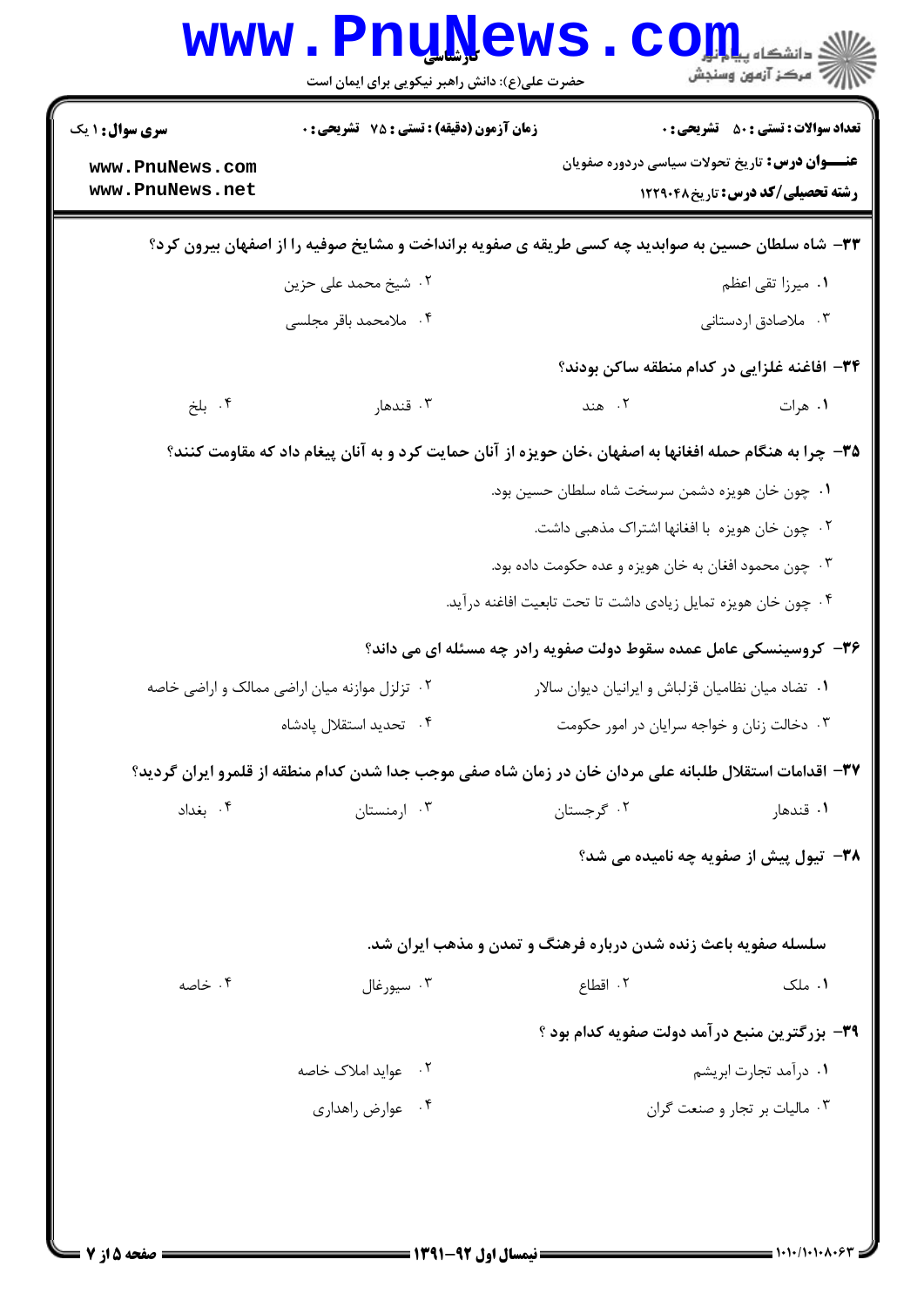۳۳- شاه سلطان حسین به صوابدید چه کسی طریقه ی صوفیه برانداخت و مشایخ صوفیه را از اصفهان بیرون کرد؟

۱. میرزا تقی اعظم
۲. شیخ محمد علی حزین
۳. ملاصادق اردستانی
۴. ملامحمد باقر مجلسی

۳۴- افاغنه غلزایی در کدام منطقه ساکن بودند؟

۱. هرات
۲. هند
۳. قندهار
۴. بلخ

۳۵- چرا به هنگام حمله افغانها به اصفهان ،خان حویزه از آنان حمایت کرد و به آنان پیغام داد که مقاومت کنند؟

۱. چون خان هویزه دشمن سرسخت شاه سلطان حسین بود.
۲. چون خان هویزه با افغانها اشتراک مذهبی داشت.
۳. چون محمود افغان به خان هویزه و عده حکومت داده بود.
۴. چون خان هویزه تمایل زیادی داشت تا تحت تابعیت افاغنه درآید.

۳۶- کروسینسکی عامل عمده سقوط دولت صفویه رادر چه مسئله ای می داند؟

۱. تضاد میان نظامیان قزلباش و ایرانیان دیوان سالار
۲. تزلزل موازنه میان اراضی ممالک و اراضی خاصه
۳. دخالت زنان و خواجه سرایان در امور حکومت
۴. تحدید استقلال پادشاه

۳۷- اقدامات استقلال طلبانه علی مردان خان در زمان شاه صفی موجب جدا شدن کدام منطقه از قلمرو ایران گردید؟

۱. قندهار
۲. گرجستان
۳. ارمنستان
۴. بغداد

۳۸- تیول پیش از صفویه چه نامیده می شد؟

سلسله صفویه باعث زنده شدن درباره فرهنگ و تمدن و مذهب ایران شد.

۱. ملک
۲. اقطاع
۳. سیورغال
۴. خاصه

۳۹- بزرگترین منبع درآمد دولت صفویه کدام بود ؟

۱. درآمد تجارت ابریشم
۲. عواید املاک خاصه
۳. مالیات بر تجار و صنعت گران
۴. عوارض راهداری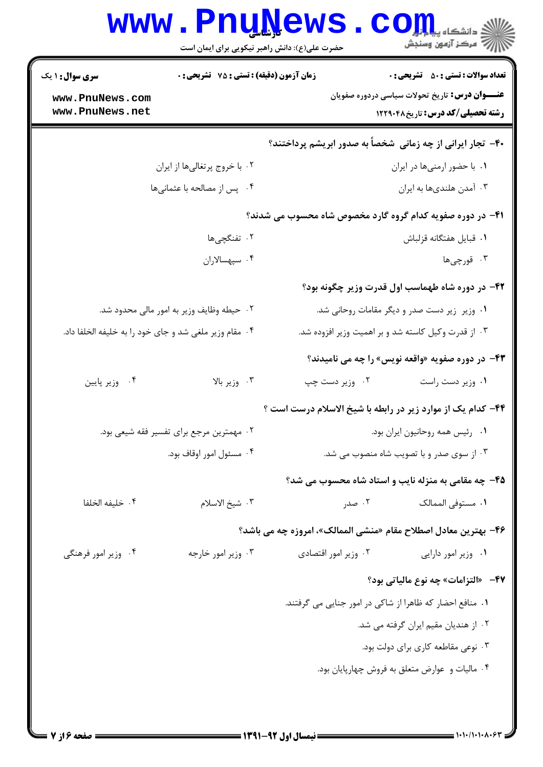۴۰- تجار ایرانی از چه زمانی شخصاً به صدور ابریشم پرداختند؟

۱. با حضور ارمنی‌ها در ایران
۲. با خروج پرتغالی‌ها از ایران
۳. آمدن هلندی‌ها به ایران
۴. پس از مصالحه با عثمانی‌ها

۴۱- در دوره صفویه کدام گروه گارد مخصوص شاه محسوب می شدند؟

۱. قبایل هفتگانه قزلباش
۲. تفنگچی‌ها
۳. قورچی‌ها
۴. سپهسالاران

۴۲- در دوره شاه طهماسب اول قدرت وزیر چگونه بود؟

۱. وزیر زیر دست صدر و دیگر مقامات روحانی شد.
۲. حیطه وظایف وزیر به امور مالی محدود شد.
۳. از قدرت وکیل کاسته شد و بر اهمیت وزیر افزوده شد.
۴. مقام وزیر ملغی شد و جای خود را به خلیفه الخلفا داد.

۴۳- در دوره صفویه «واقعه نویس» را چه می نامیدند؟

۱. وزیر دست راست
۲. وزیر دست چپ
۳. وزیر بالا
۴. وزیر پایین

۴۴- کدام یک از موارد زیر در رابطه با شیخ الاسلام درست است ؟

۱. رئیس همه روحانیون ایران بود.
۲. مهمترین مرجع برای تفسیر فقه شیعی بود.
۳. از سوی صدر و با تصویب شاه منصوب می شد.
۴. مسئول امور اوقاف بود.

۴۵- چه مقامی به منزله نایب و استاد شاه محسوب می شد؟

۱. مستوفی الممالک
۲. صدر
۳. شیخ الاسلام
۴. خلیفه الخلفا

۴۶- بهترین معادل اصطلاح مقام «منشی الممالک»، امروزه چه می باشد؟

۱. وزیر امور دارایی
۲. وزیر امور اقتصادی
۳. وزیر امور خارجه
۴. وزیر امور فرهنگی

۴۷- «التزامات» چه نوع مالیاتی بود؟

۱. منافع احضار که ظاهرا از شاکی در امور جنایی می گرفتند.
۲. از هندیان مقیم ایران گرفته می شد.
۳. نوعی مقاطعه کاری برای دولت بود.
۴. مالیات و عوارض متعلق به فروش چهارپایان بود.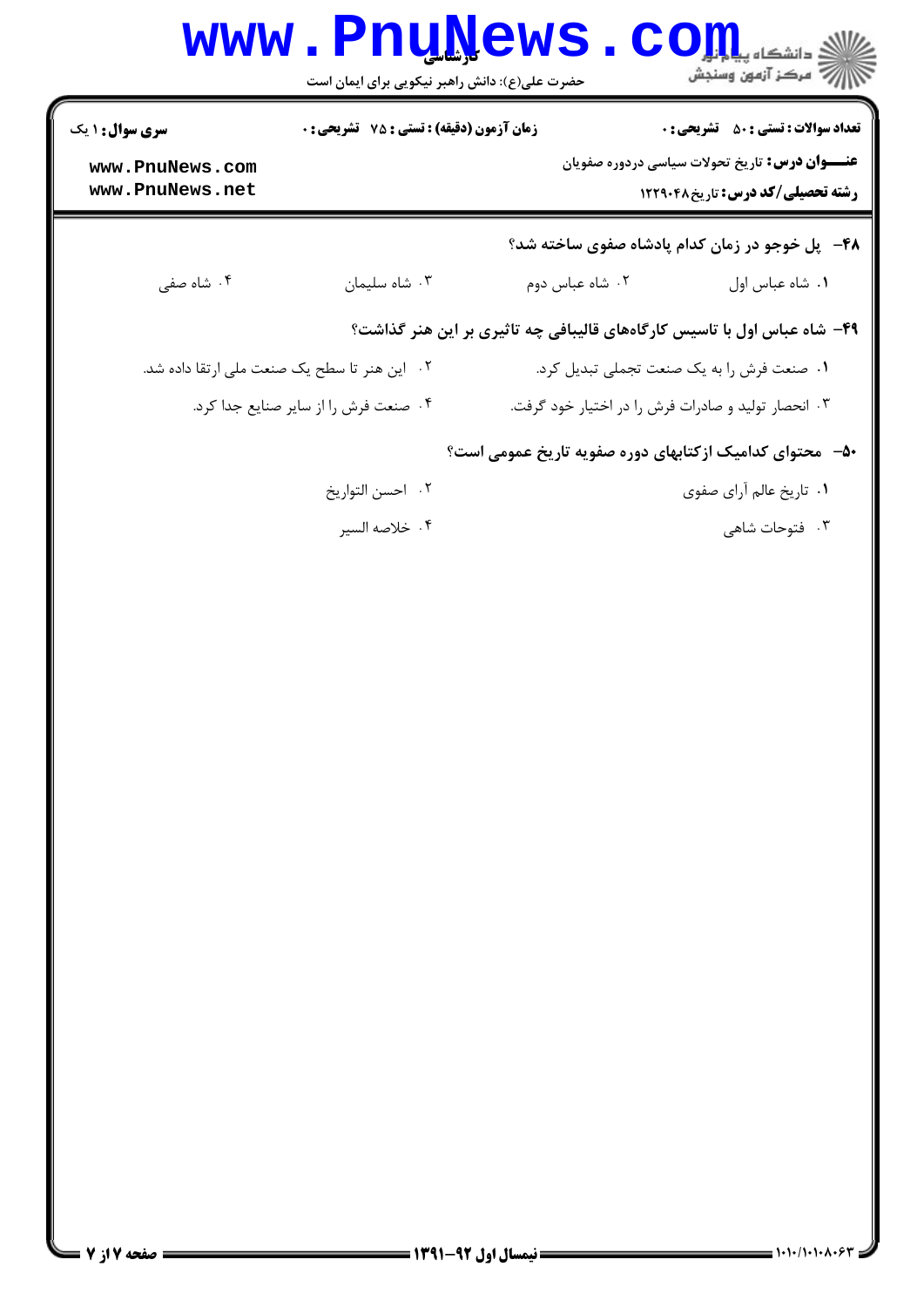**۴۸- پل خوجو در زمان کدام پادشاه صفوی ساخته شد؟**

۱. شاه عباس اول

۲. شاه عباس دوم

۳. شاه سلیمان

۴. شاه صفی

**۴۹- شاه عباس اول با تاسیس کارگاه‌های قالیبافی چه تاثیری بر این هنر گذاشت؟**

۱. صنعت فرش را به یک صنعت تجملی تبدیل کرد.

۲. این هنر تا سطح یک صنعت ملی ارتقا داده شد.

۳. انحصار تولید و صادرات فرش را در اختیار خود گرفت.

۴. صنعت فرش را از سایر صنایع جدا کرد.

**۵۰- محتوای کدامیک ازکتابهای دوره صفویه تاریخ عمومی است؟**

۱. تاریخ عالم آرای صفوی

۲. احسن التواریخ

۳. فتوحات شاهی

۴. خلاصه السیر